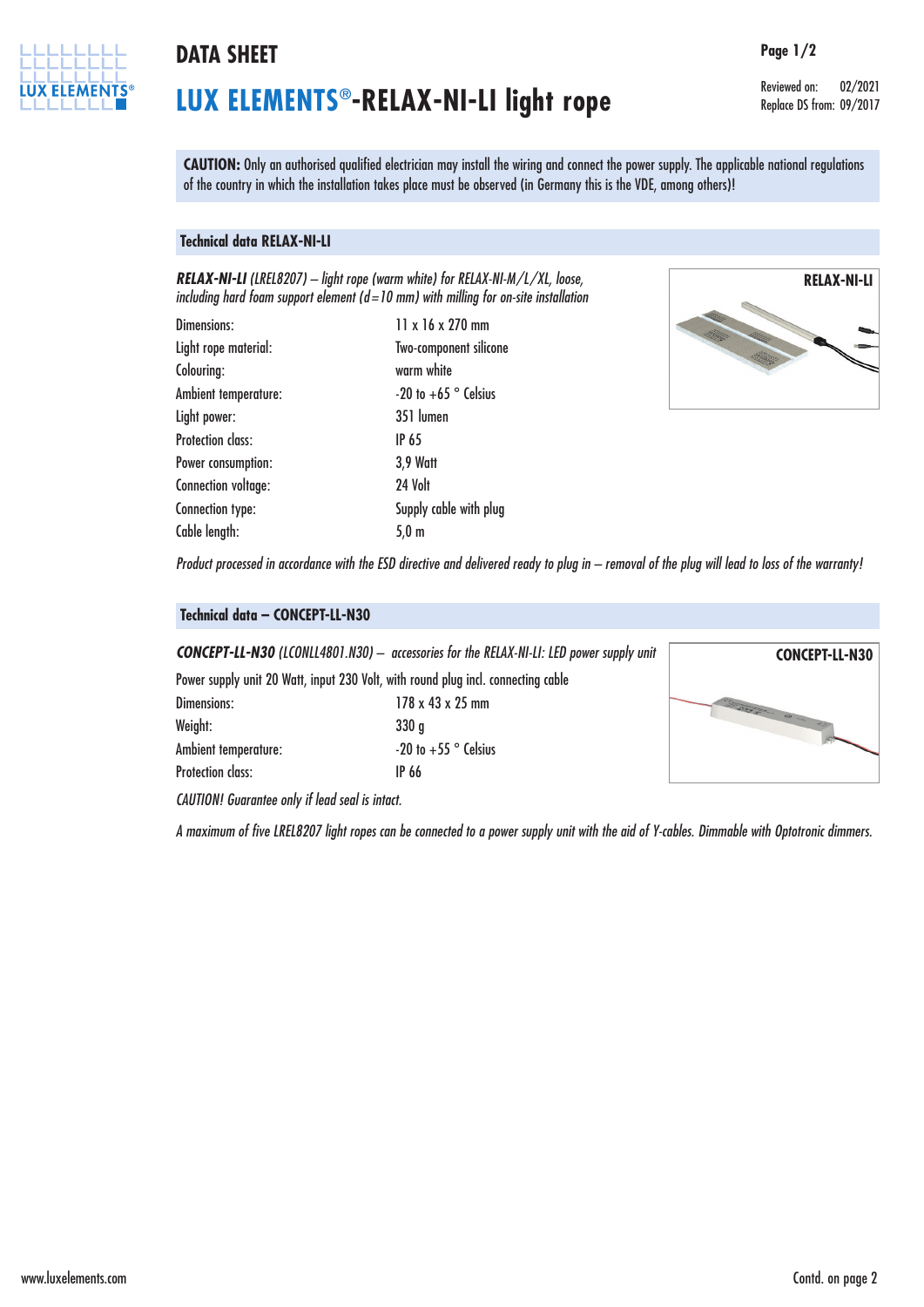# DATA SHEET

# LUX ELEMENTS®-RELAX-NI-LI light rope

Reviewed on: 02/2021
Replace DS from: 09/2017

**CAUTION:** Only an authorised qualified electrician may install the wiring and connect the power supply. The applicable national regulations of the country in which the installation takes place must be observed (in Germany this is the VDE, among others)!

## Technical data RELAX-NI-LI

***RELAX-NI-LI*** *(LREL8207) – light rope (warm white) for RELAX-NI-M/L/XL, loose, including hard foam support element (d=10 mm) with milling for on-site installation*

| | |
|---|---|
| Dimensions: | 11 x 16 x 270 mm |
| Light rope material: | Two-component silicone |
| Colouring: | warm white |
| Ambient temperature: | -20 to +65 ° Celsius |
| Light power: | 351 lumen |
| Protection class: | IP 65 |
| Power consumption: | 3,9 Watt |
| Connection voltage: | 24 Volt |
| Connection type: | Supply cable with plug |
| Cable length: | 5,0 m |

RELAX-NI-LI

*Product processed in accordance with the ESD directive and delivered ready to plug in – removal of the plug will lead to loss of the warranty!*

## Technical data – CONCEPT-LL-N30

***CONCEPT-LL-N30*** *(LCONLL4801.N30) – accessories for the RELAX-NI-LI: LED power supply unit*

Power supply unit 20 Watt, input 230 Volt, with round plug incl. connecting cable

| | |
|---|---|
| Dimensions: | 178 x 43 x 25 mm |
| Weight: | 330 g |
| Ambient temperature: | -20 to +55 ° Celsius |
| Protection class: | IP 66 |

CONCEPT-LL-N30

*CAUTION! Guarantee only if lead seal is intact.*

*A maximum of five LREL8207 light ropes can be connected to a power supply unit with the aid of Y-cables. Dimmable with Optotronic dimmers.*

www.luxelements.com

Contd. on page 2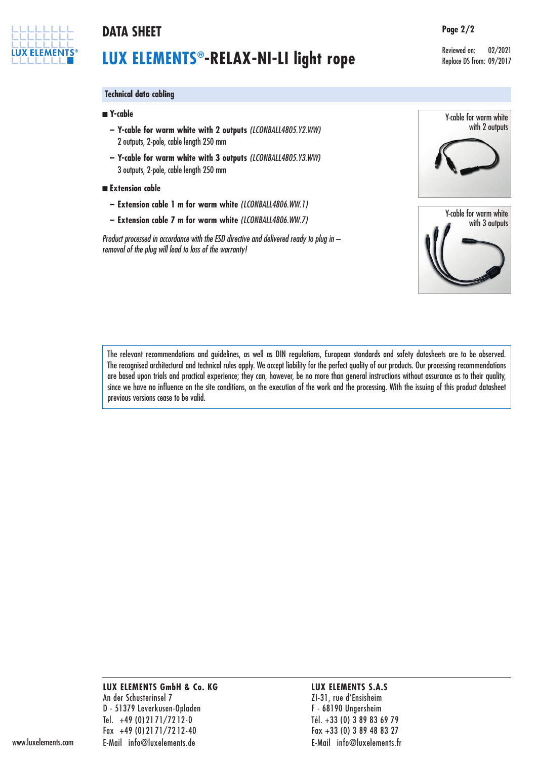## Technical data cabling

- **Y-cable**
  - **Y-cable for warm white with 2 outputs** *(LCONBALL4805.Y2.WW)*
    2 outputs, 2-pole, cable length 250 mm
  - **Y-cable for warm white with 3 outputs** *(LCONBALL4805.Y3.WW)*
    3 outputs, 2-pole, cable length 250 mm
- **Extension cable**
  - **Extension cable 1 m for warm white** *(LCONBALL4806.WW.1)*
  - **Extension cable 7 m for warm white** *(LCONBALL4806.WW.7)*

*Product processed in accordance with the ESD directive and delivered ready to plug in – removal of the plug will lead to loss of the warranty!*

Y-cable for warm white with 2 outputs

Y-cable for warm white with 3 outputs

The relevant recommendations and guidelines, as well as DIN regulations, European standards and safety datasheets are to be observed. The recognised architectural and technical rules apply. We accept liability for the perfect quality of our products. Our processing recommendations are based upon trials and practical experience; they can, however, be no more than general instructions without assurance as to their quality, since we have no influence on the site conditions, on the execution of the work and the processing. With the issuing of this product datasheet previous versions cease to be valid.

**LUX ELEMENTS GmbH & Co. KG**
An der Schusterinsel 7
D - 51379 Leverkusen-Opladen
Tel. +49 (0) 21 71/72 12-0
Fax +49 (0) 21 71/72 12-40
E-Mail info@luxelements.de

**LUX ELEMENTS S.A.S**
ZI-31, rue d'Ensisheim
F - 68190 Ungersheim
Tél. +33 (0) 3 89 83 69 79
Fax +33 (0) 3 89 48 83 27
E-Mail info@luxelements.fr

www.luxelements.com